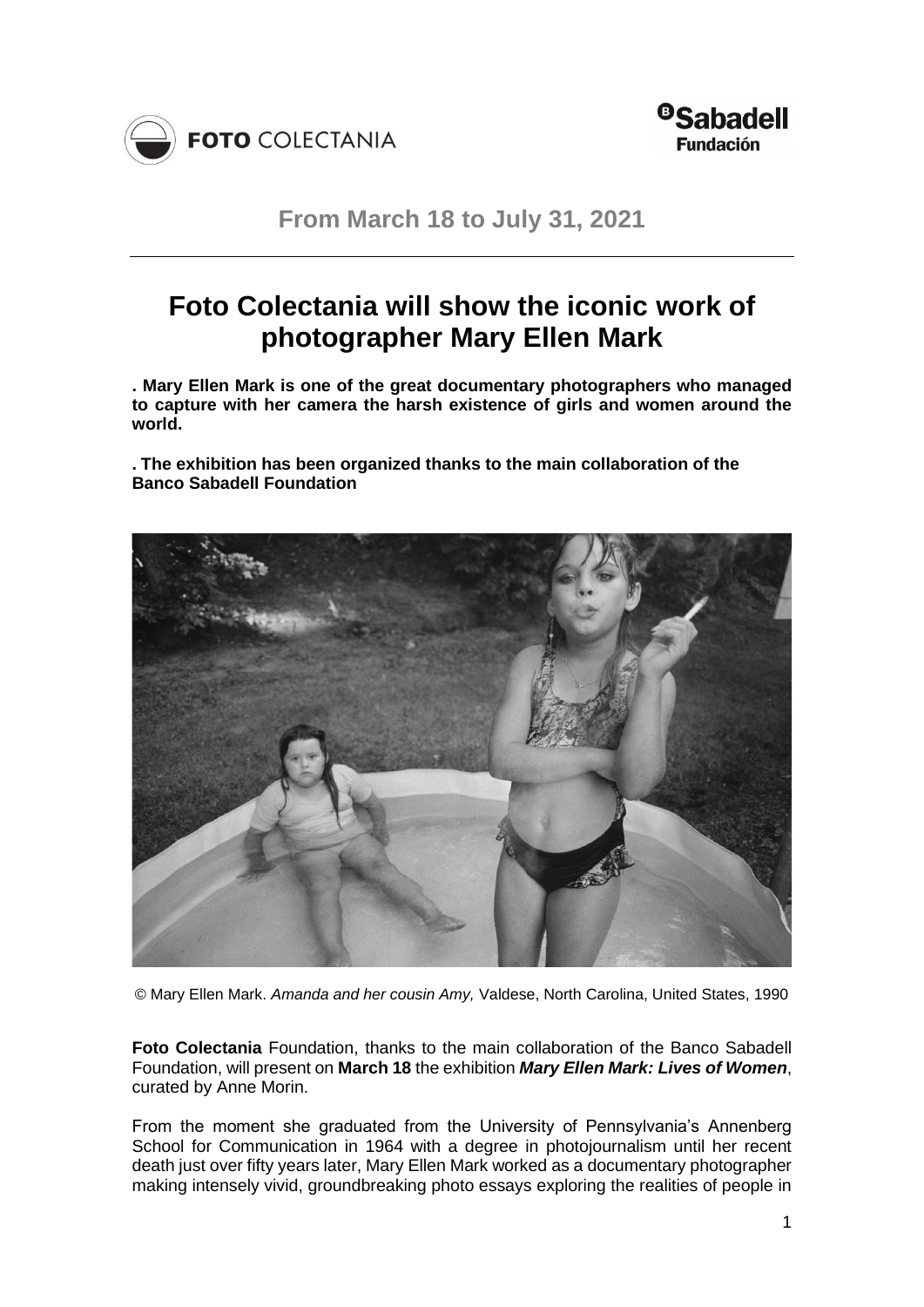**From March 18 to July 31, 2021**

# Foto Colectania will show the iconic work of photographer Mary Ellen Mark

**. Mary Ellen Mark is one of the great documentary photographers who managed to capture with her camera the harsh existence of girls and women around the world.**

**. The exhibition has been organized thanks to the main collaboration of the Banco Sabadell Foundation**

© Mary Ellen Mark. *Amanda and her cousin Amy,* Valdese, North Carolina, United States, 1990

**Foto Colectania** Foundation, thanks to the main collaboration of the Banco Sabadell Foundation, will present on **March 18** the exhibition ***Mary Ellen Mark: Lives of Women***, curated by Anne Morin.

From the moment she graduated from the University of Pennsylvania's Annenberg School for Communication in 1964 with a degree in photojournalism until her recent death just over fifty years later, Mary Ellen Mark worked as a documentary photographer making intensely vivid, groundbreaking photo essays exploring the realities of people in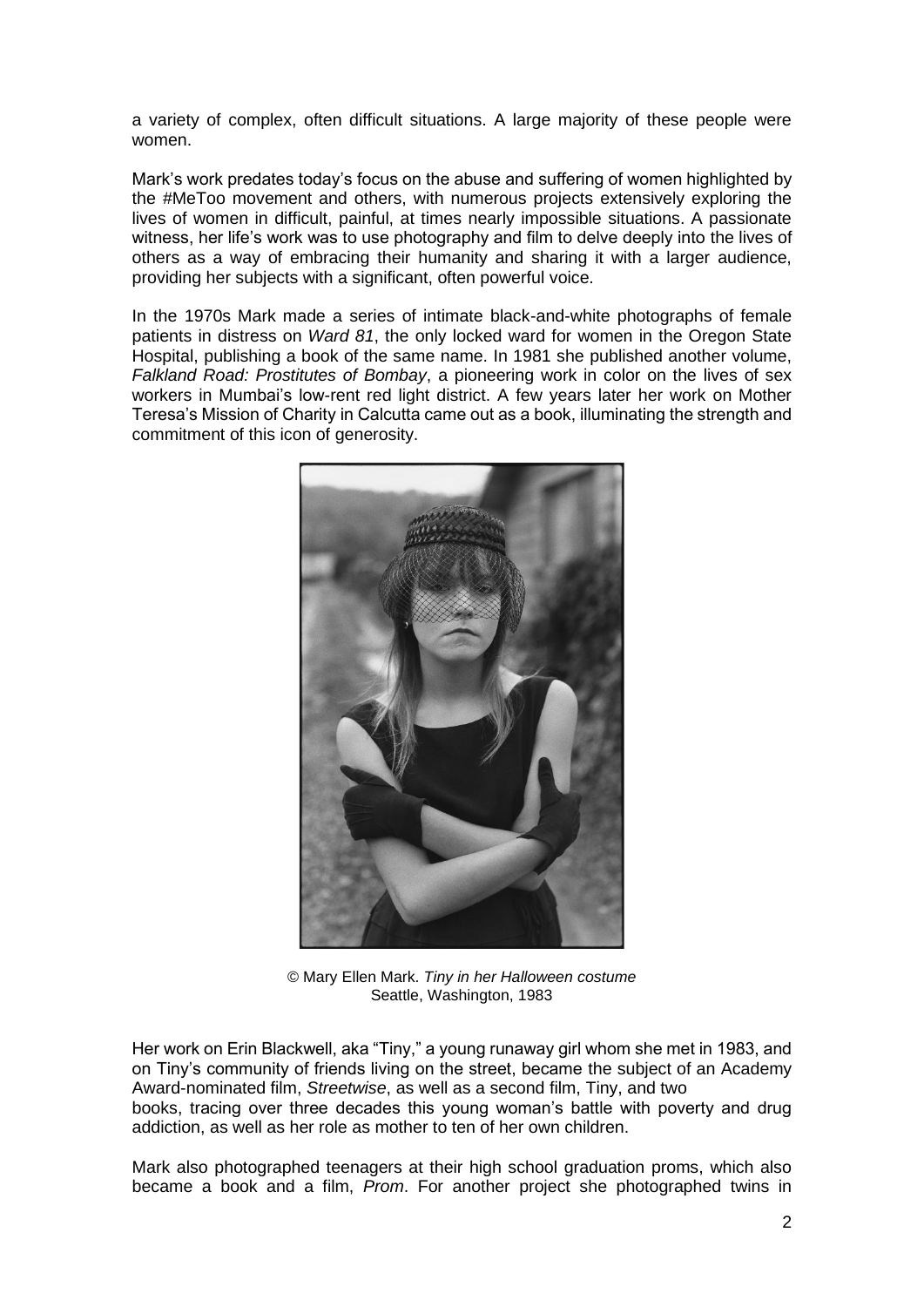a variety of complex, often difficult situations. A large majority of these people were women.

Mark's work predates today's focus on the abuse and suffering of women highlighted by the #MeToo movement and others, with numerous projects extensively exploring the lives of women in difficult, painful, at times nearly impossible situations. A passionate witness, her life's work was to use photography and film to delve deeply into the lives of others as a way of embracing their humanity and sharing it with a larger audience, providing her subjects with a significant, often powerful voice.

In the 1970s Mark made a series of intimate black-and-white photographs of female patients in distress on *Ward 81*, the only locked ward for women in the Oregon State Hospital, publishing a book of the same name. In 1981 she published another volume, *Falkland Road: Prostitutes of Bombay*, a pioneering work in color on the lives of sex workers in Mumbai's low-rent red light district. A few years later her work on Mother Teresa's Mission of Charity in Calcutta came out as a book, illuminating the strength and commitment of this icon of generosity.

© Mary Ellen Mark. *Tiny in her Halloween costume*
Seattle, Washington, 1983

Her work on Erin Blackwell, aka "Tiny," a young runaway girl whom she met in 1983, and on Tiny's community of friends living on the street, became the subject of an Academy Award-nominated film, *Streetwise*, as well as a second film, Tiny, and two books, tracing over three decades this young woman's battle with poverty and drug addiction, as well as her role as mother to ten of her own children.

Mark also photographed teenagers at their high school graduation proms, which also became a book and a film, *Prom*. For another project she photographed twins in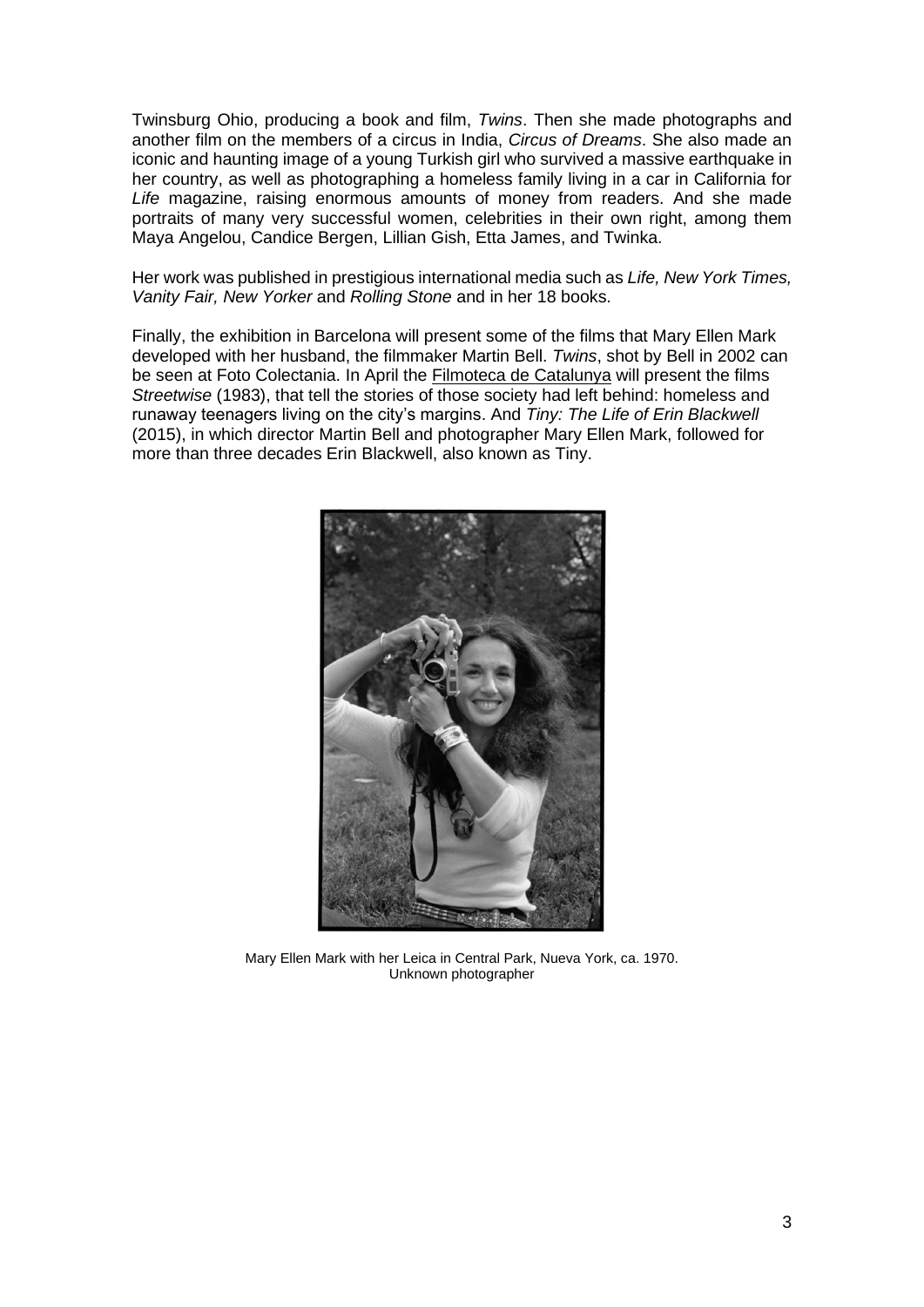Twinsburg Ohio, producing a book and film, *Twins*. Then she made photographs and another film on the members of a circus in India, *Circus of Dreams*. She also made an iconic and haunting image of a young Turkish girl who survived a massive earthquake in her country, as well as photographing a homeless family living in a car in California for *Life* magazine, raising enormous amounts of money from readers. And she made portraits of many very successful women, celebrities in their own right, among them Maya Angelou, Candice Bergen, Lillian Gish, Etta James, and Twinka.

Her work was published in prestigious international media such as *Life, New York Times, Vanity Fair, New Yorker* and *Rolling Stone* and in her 18 books.

Finally, the exhibition in Barcelona will present some of the films that Mary Ellen Mark developed with her husband, the filmmaker Martin Bell. *Twins*, shot by Bell in 2002 can be seen at Foto Colectania. In April the Filmoteca de Catalunya will present the films *Streetwise* (1983), that tell the stories of those society had left behind: homeless and runaway teenagers living on the city's margins. And *Tiny: The Life of Erin Blackwell* (2015), in which director Martin Bell and photographer Mary Ellen Mark, followed for more than three decades Erin Blackwell, also known as Tiny.

Mary Ellen Mark with her Leica in Central Park, Nueva York, ca. 1970.
Unknown photographer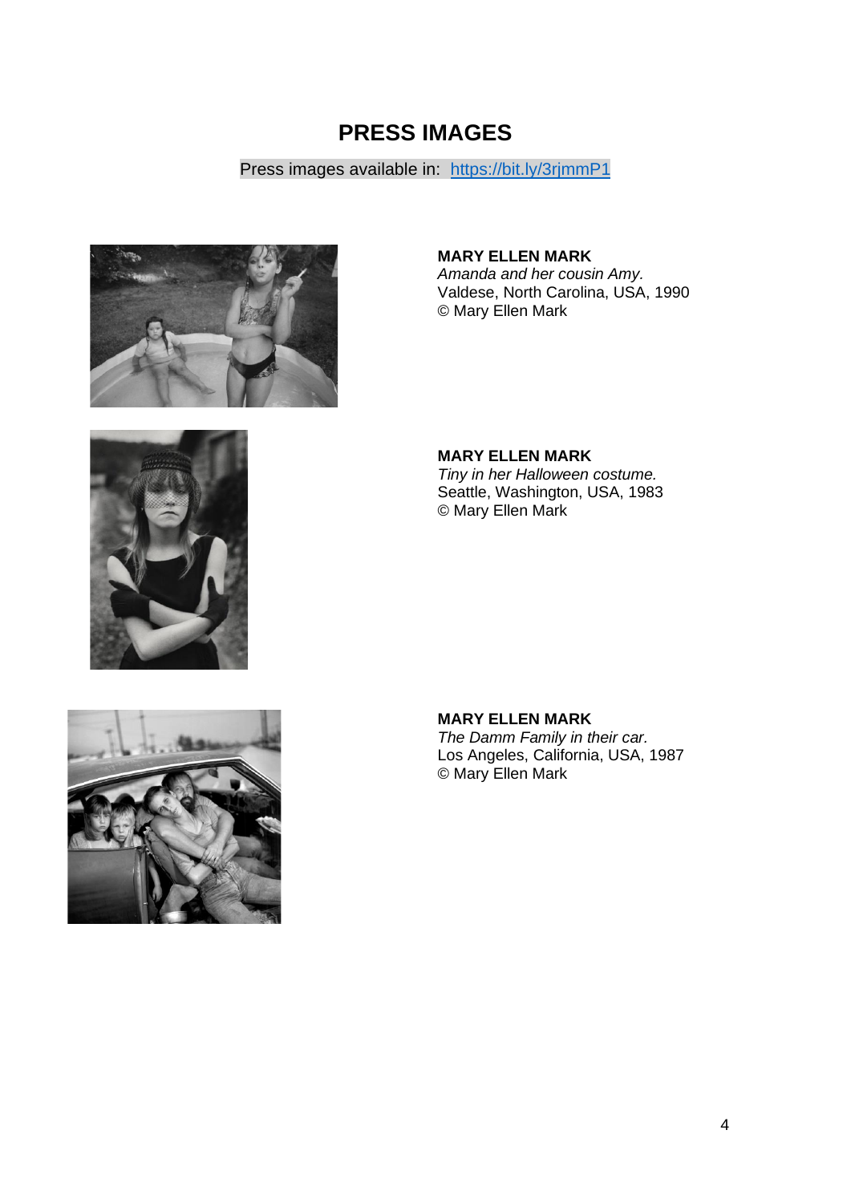# PRESS IMAGES

Press images available in: [https://bit.ly/3rjmmP1](https://bit.ly/3rjmmP1)

**MARY ELLEN MARK**
*Amanda and her cousin Amy.*
Valdese, North Carolina, USA, 1990
© Mary Ellen Mark

**MARY ELLEN MARK**
*Tiny in her Halloween costume.*
Seattle, Washington, USA, 1983
© Mary Ellen Mark

**MARY ELLEN MARK**
*The Damm Family in their car.*
Los Angeles, California, USA, 1987
© Mary Ellen Mark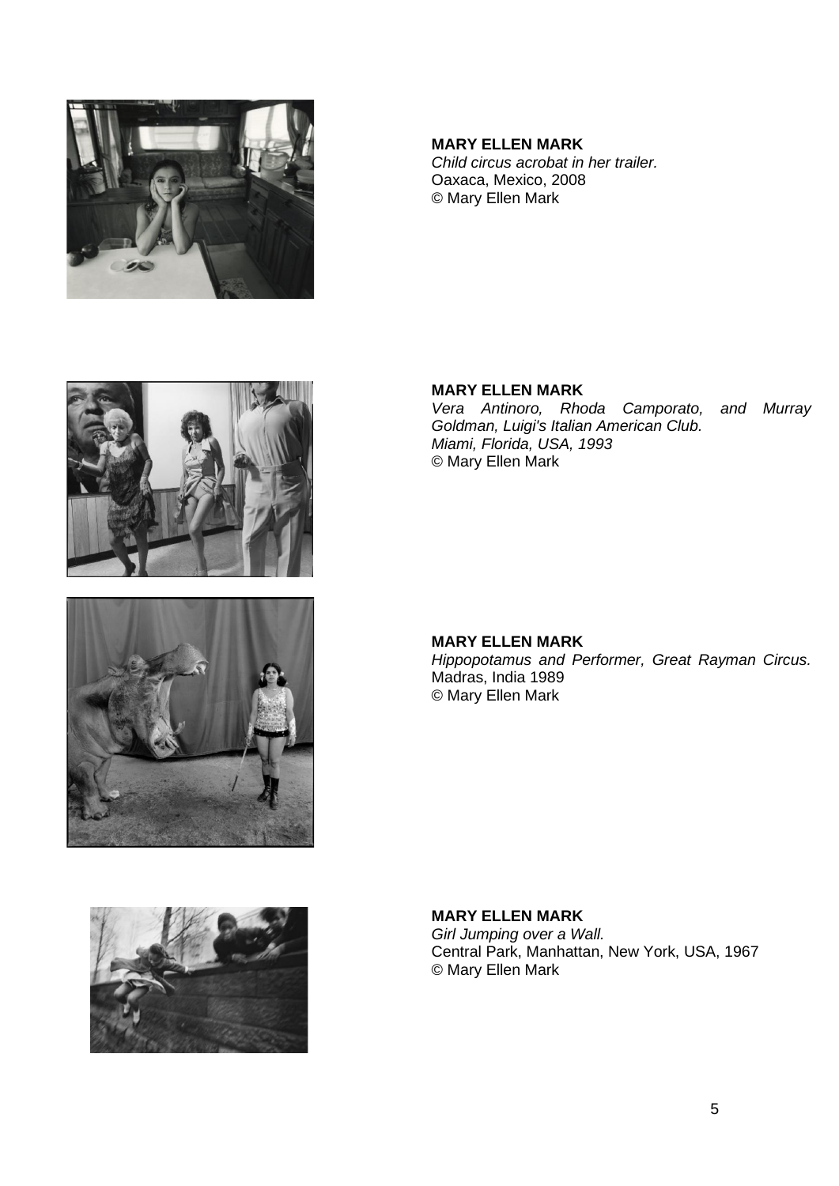**MARY ELLEN MARK**
*Child circus acrobat in her trailer.*
Oaxaca, Mexico, 2008
© Mary Ellen Mark

**MARY ELLEN MARK**
*Vera Antinoro, Rhoda Camporato, and Murray Goldman, Luigi's Italian American Club.*
*Miami, Florida, USA, 1993*
© Mary Ellen Mark

**MARY ELLEN MARK**
*Hippopotamus and Performer, Great Rayman Circus.*
Madras, India 1989
© Mary Ellen Mark

**MARY ELLEN MARK**
*Girl Jumping over a Wall.*
Central Park, Manhattan, New York, USA, 1967
© Mary Ellen Mark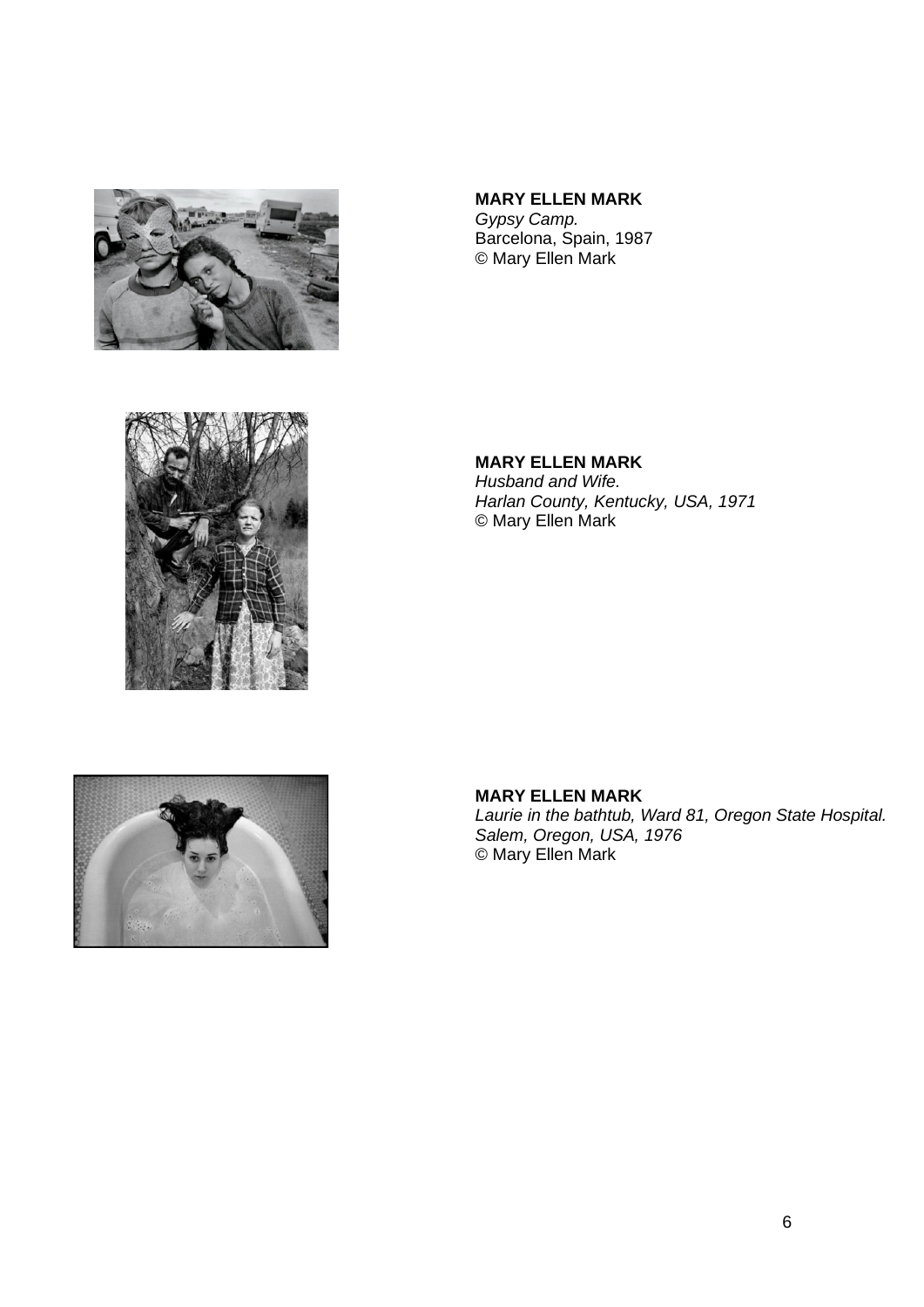**MARY ELLEN MARK**
*Gypsy Camp.*
Barcelona, Spain, 1987
© Mary Ellen Mark

**MARY ELLEN MARK**
*Husband and Wife.*
*Harlan County, Kentucky, USA, 1971*
© Mary Ellen Mark

**MARY ELLEN MARK**
*Laurie in the bathtub, Ward 81, Oregon State Hospital.*
*Salem, Oregon, USA, 1976*
© Mary Ellen Mark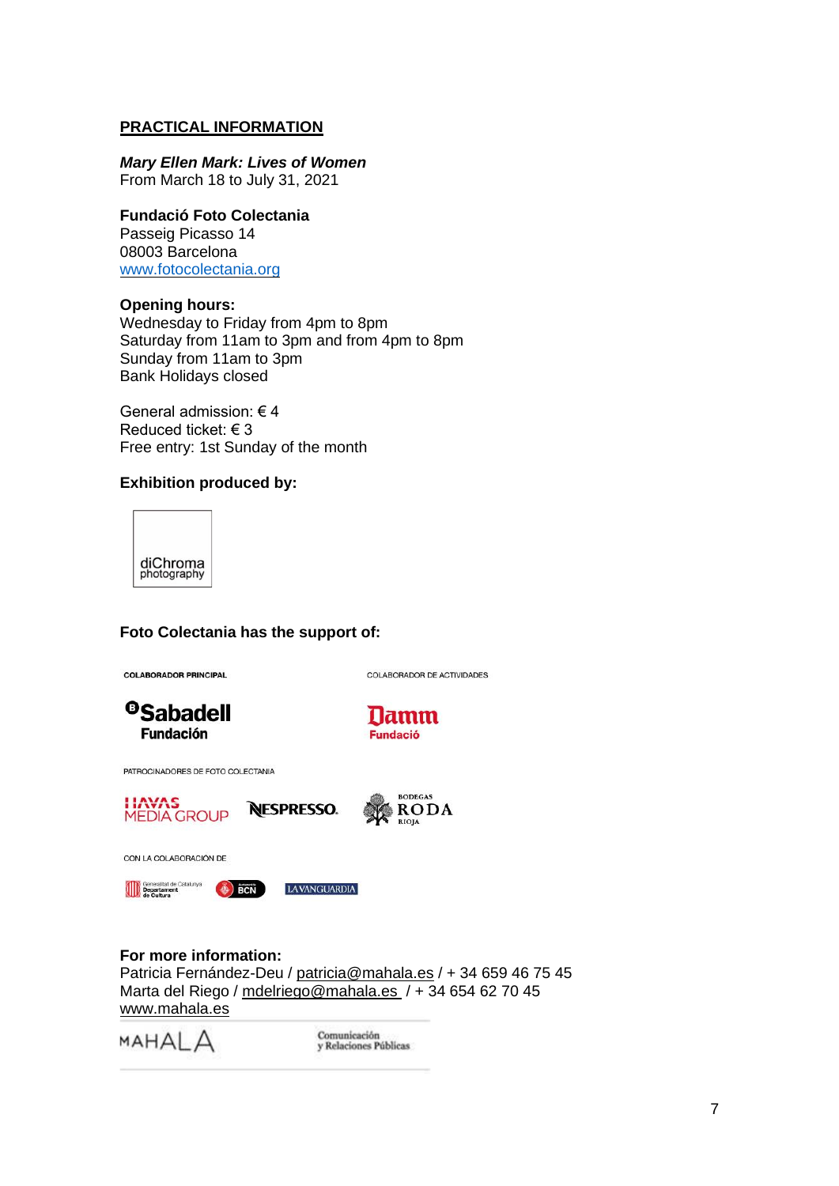## PRACTICAL INFORMATION

***Mary Ellen Mark: Lives of Women***
From March 18 to July 31, 2021

**Fundació Foto Colectania**
Passeig Picasso 14
08003 Barcelona
www.fotocolectania.org

**Opening hours:**
Wednesday to Friday from 4pm to 8pm
Saturday from 11am to 3pm and from 4pm to 8pm
Sunday from 11am to 3pm
Bank Holidays closed

General admission: € 4
Reduced ticket: € 3
Free entry: 1st Sunday of the month

**Exhibition produced by:**

diChroma photography

**Foto Colectania has the support of:**

COLABORADOR PRINCIPAL

Sabadell Fundación

COLABORADOR DE ACTIVIDADES

Damm Fundació

PATROCINADORES DE FOTO COLECTANIA

HAVAS MEDIA GROUP

NESPRESSO.

BODEGAS RODA RIOJA

CON LA COLABORACIÓN DE

Generalitat de Catalunya Departament de Cultura

BCN

LA VANGUARDIA

**For more information:**
Patricia Fernández-Deu / patricia@mahala.es / + 34 659 46 75 45
Marta del Riego / mdelriego@mahala.es / + 34 654 62 70 45
www.mahala.es

MAHALA Comunicación y Relaciones Públicas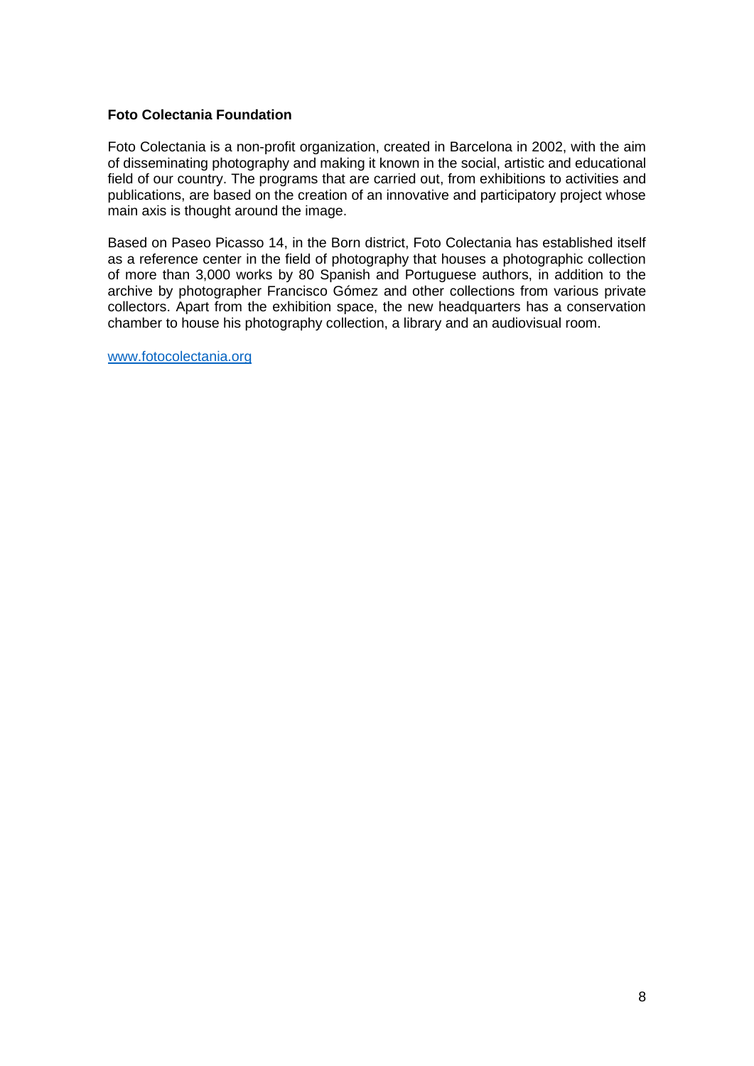**Foto Colectania Foundation**

Foto Colectania is a non-profit organization, created in Barcelona in 2002, with the aim of disseminating photography and making it known in the social, artistic and educational field of our country. The programs that are carried out, from exhibitions to activities and publications, are based on the creation of an innovative and participatory project whose main axis is thought around the image.

Based on Paseo Picasso 14, in the Born district, Foto Colectania has established itself as a reference center in the field of photography that houses a photographic collection of more than 3,000 works by 80 Spanish and Portuguese authors, in addition to the archive by photographer Francisco Gómez and other collections from various private collectors. Apart from the exhibition space, the new headquarters has a conservation chamber to house his photography collection, a library and an audiovisual room.

www.fotocolectania.org